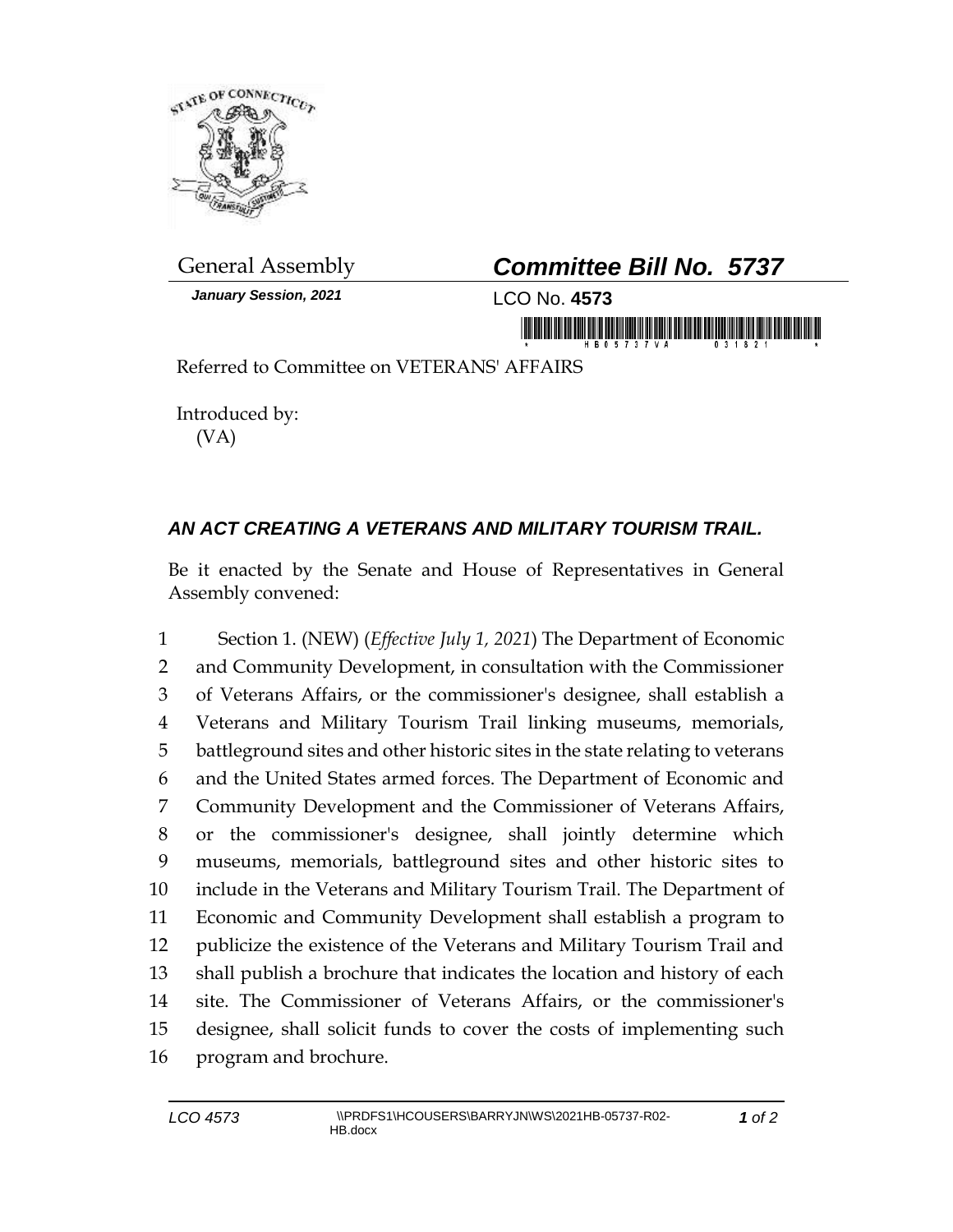General Assembly

***January Session, 2021***

# ***Committee Bill No. 5737***

LCO No. **4573**

Referred to Committee on VETERANS' AFFAIRS

Introduced by:
(VA)

## ***AN ACT CREATING A VETERANS AND MILITARY TOURISM TRAIL.***

Be it enacted by the Senate and House of Representatives in General Assembly convened:

1 Section 1. (NEW) (*Effective July 1, 2021*) The Department of Economic
2 and Community Development, in consultation with the Commissioner
3 of Veterans Affairs, or the commissioner's designee, shall establish a
4 Veterans and Military Tourism Trail linking museums, memorials,
5 battleground sites and other historic sites in the state relating to veterans
6 and the United States armed forces. The Department of Economic and
7 Community Development and the Commissioner of Veterans Affairs,
8 or the commissioner's designee, shall jointly determine which
9 museums, memorials, battleground sites and other historic sites to
10 include in the Veterans and Military Tourism Trail. The Department of
11 Economic and Community Development shall establish a program to
12 publicize the existence of the Veterans and Military Tourism Trail and
13 shall publish a brochure that indicates the location and history of each
14 site. The Commissioner of Veterans Affairs, or the commissioner's
15 designee, shall solicit funds to cover the costs of implementing such
16 program and brochure.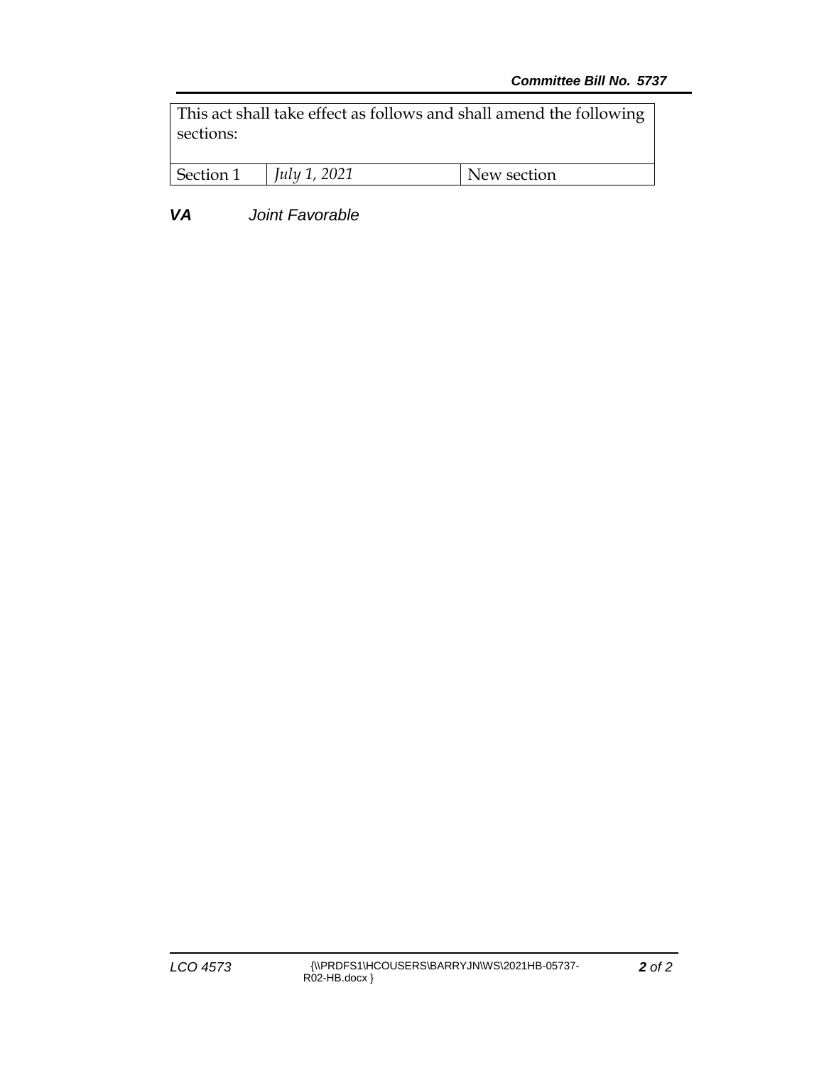| This act shall take effect as follows and shall amend the following sections: | | |
|---|---|---|
| Section 1 | *July 1, 2021* | New section |

***VA*** *Joint Favorable*